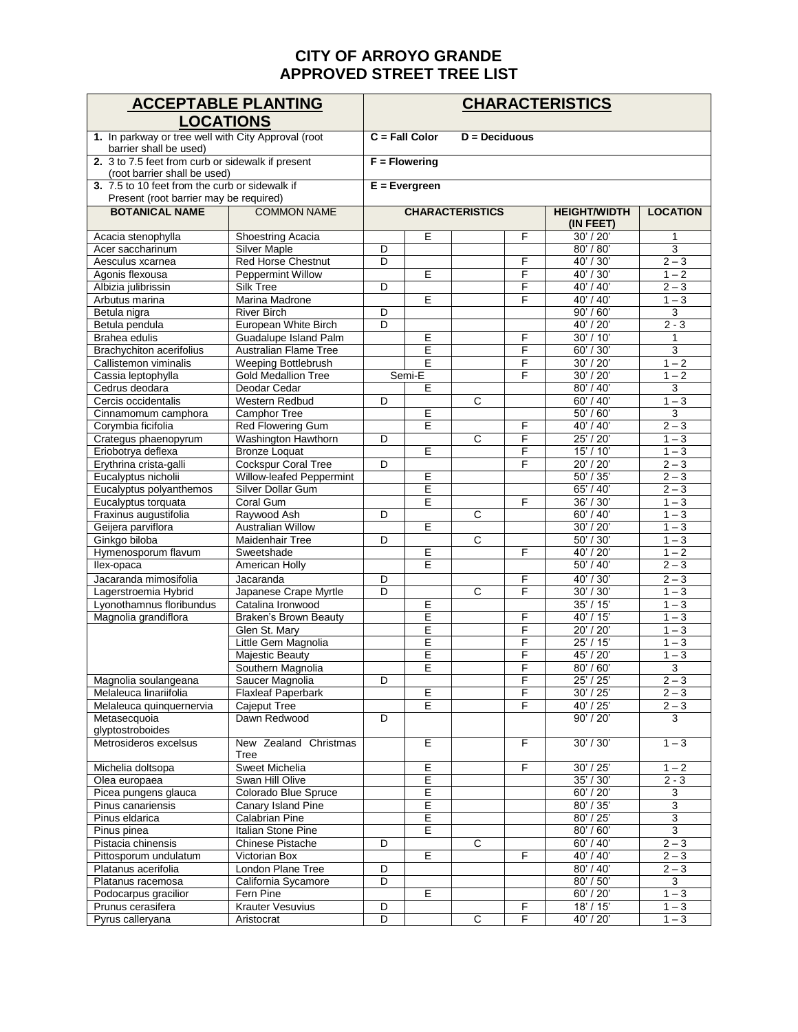# CITY OF ARROYO GRANDE
# APPROVED STREET TREE LIST

| ACCEPTABLE PLANTING LOCATIONS | CHARACTERISTICS |
|---|---|
| **1.** In parkway or tree well with City Approval (root barrier shall be used) | **C = Fall Color D = Deciduous** |
| **2.** 3 to 7.5 feet from curb or sidewalk if present (root barrier shall be used) | **F = Flowering** |
| **3.** 7.5 to 10 feet from the curb or sidewalk if Present (root barrier may be required) | **E = Evergreen** |

| BOTANICAL NAME | COMMON NAME | CHARACTERISTICS | | | | HEIGHT/WIDTH (IN FEET) | LOCATION |
|---|---|---|---|---|---|---|---|
| Acacia stenophylla | Shoestring Acacia | | E | | F | 30' / 20' | 1 |
| Acer saccharinum | Silver Maple | D | | | | 80' / 80' | 3 |
| Aesculus xcarnea | Red Horse Chestnut | D | | | F | 40' / 30' | 2 – 3 |
| Agonis flexousa | Peppermint Willow | | E | | F | 40' / 30' | 1 – 2 |
| Albizia julibrissin | Silk Tree | D | | | F | 40' / 40' | 2 – 3 |
| Arbutus marina | Marina Madrone | | E | | F | 40' / 40' | 1 – 3 |
| Betula nigra | River Birch | D | | | | 90' / 60' | 3 |
| Betula pendula | European White Birch | D | | | | 40' / 20' | 2 - 3 |
| Brahea edulis | Guadalupe Island Palm | | E | | F | 30' / 10' | 1 |
| Brachychiton acerifolius | Australian Flame Tree | | E | | F | 60' / 30' | 3 |
| Callistemon viminalis | Weeping Bottlebrush | | E | | F | 30' / 20' | 1 – 2 |
| Cassia leptophylla | Gold Medallion Tree | Semi-E | | | F | 30' / 20' | 1 – 2 |
| Cedrus deodara | Deodar Cedar | | E | | | 80' / 40' | 3 |
| Cercis occidentalis | Western Redbud | D | | C | | 60' / 40' | 1 – 3 |
| Cinnamomum camphora | Camphor Tree | | E | | | 50' / 60' | 3 |
| Corymbia ficifolia | Red Flowering Gum | | E | | F | 40' / 40' | 2 – 3 |
| Crategus phaenopyrum | Washington Hawthorn | D | | C | F | 25' / 20' | 1 – 3 |
| Eriobotrya deflexa | Bronze Loquat | | E | | F | 15' / 10' | 1 – 3 |
| Erythrina crista-galli | Cockspur Coral Tree | D | | | F | 20' / 20' | 2 – 3 |
| Eucalyptus nicholii | Willow-leafed Peppermint | | E | | | 50' / 35' | 2 – 3 |
| Eucalyptus polyanthemos | Silver Dollar Gum | | E | | | 65' / 40' | 2 – 3 |
| Eucalyptus torquata | Coral Gum | | E | | F | 36' / 30' | 1 – 3 |
| Fraxinus augustifolia | Raywood Ash | D | | C | | 60' / 40' | 1 – 3 |
| Geijera parviflora | Australian Willow | | E | | | 30' / 20' | 1 – 3 |
| Ginkgo biloba | Maidenhair Tree | D | | C | | 50' / 30' | 1 – 3 |
| Hymenosporum flavum | Sweetshade | | E | | F | 40' / 20' | 1 – 2 |
| Ilex-opaca | American Holly | | E | | | 50' / 40' | 2 – 3 |
| Jacaranda mimosifolia | Jacaranda | D | | | F | 40' / 30' | 2 – 3 |
| Lagerstroemia Hybrid | Japanese Crape Myrtle | D | | C | F | 30' / 30' | 1 – 3 |
| Lyonothamnus floribundus | Catalina Ironwood | | E | | | 35' / 15' | 1 – 3 |
| Magnolia grandiflora | Braken's Brown Beauty | | E | | F | 40' / 15' | 1 – 3 |
| | Glen St. Mary | | E | | F | 20' / 20' | 1 – 3 |
| | Little Gem Magnolia | | E | | F | 25' / 15' | 1 – 3 |
| | Majestic Beauty | | E | | F | 45' / 20' | 1 – 3 |
| | Southern Magnolia | | E | | F | 80' / 60' | 3 |
| Magnolia soulangeana | Saucer Magnolia | D | | | F | 25' / 25' | 2 – 3 |
| Melaleuca linariifolia | Flaxleaf Paperbark | | E | | F | 30' / 25' | 2 – 3 |
| Melaleuca quinquernervia | Cajeput Tree | | E | | F | 40' / 25' | 2 – 3 |
| Metasecquoia glyptostroboides | Dawn Redwood | D | | | | 90' / 20' | 3 |
| Metrosideros excelsus | New Zealand Christmas Tree | | E | | F | 30' / 30' | 1 – 3 |
| Michelia doltsopa | Sweet Michelia | | E | | F | 30' / 25' | 1 – 2 |
| Olea europaea | Swan Hill Olive | | E | | | 35' / 30' | 2 - 3 |
| Picea pungens glauca | Colorado Blue Spruce | | E | | | 60' / 20' | 3 |
| Pinus canariensis | Canary Island Pine | | E | | | 80' / 35' | 3 |
| Pinus eldarica | Calabrian Pine | | E | | | 80' / 25' | 3 |
| Pinus pinea | Italian Stone Pine | | E | | | 80' / 60' | 3 |
| Pistacia chinensis | Chinese Pistache | D | | C | | 60' / 40' | 2 – 3 |
| Pittosporum undulatum | Victorian Box | | E | | F | 40' / 40' | 2 – 3 |
| Platanus acerifolia | London Plane Tree | D | | | | 80' / 40' | 2 – 3 |
| Platanus racemosa | California Sycamore | D | | | | 80' / 50' | 3 |
| Podocarpus gracilior | Fern Pine | | E | | | 60' / 20' | 1 – 3 |
| Prunus cerasifera | Krauter Vesuvius | D | | | F | 18' / 15' | 1 – 3 |
| Pyrus calleryana | Aristocrat | D | | C | F | 40' / 20' | 1 – 3 |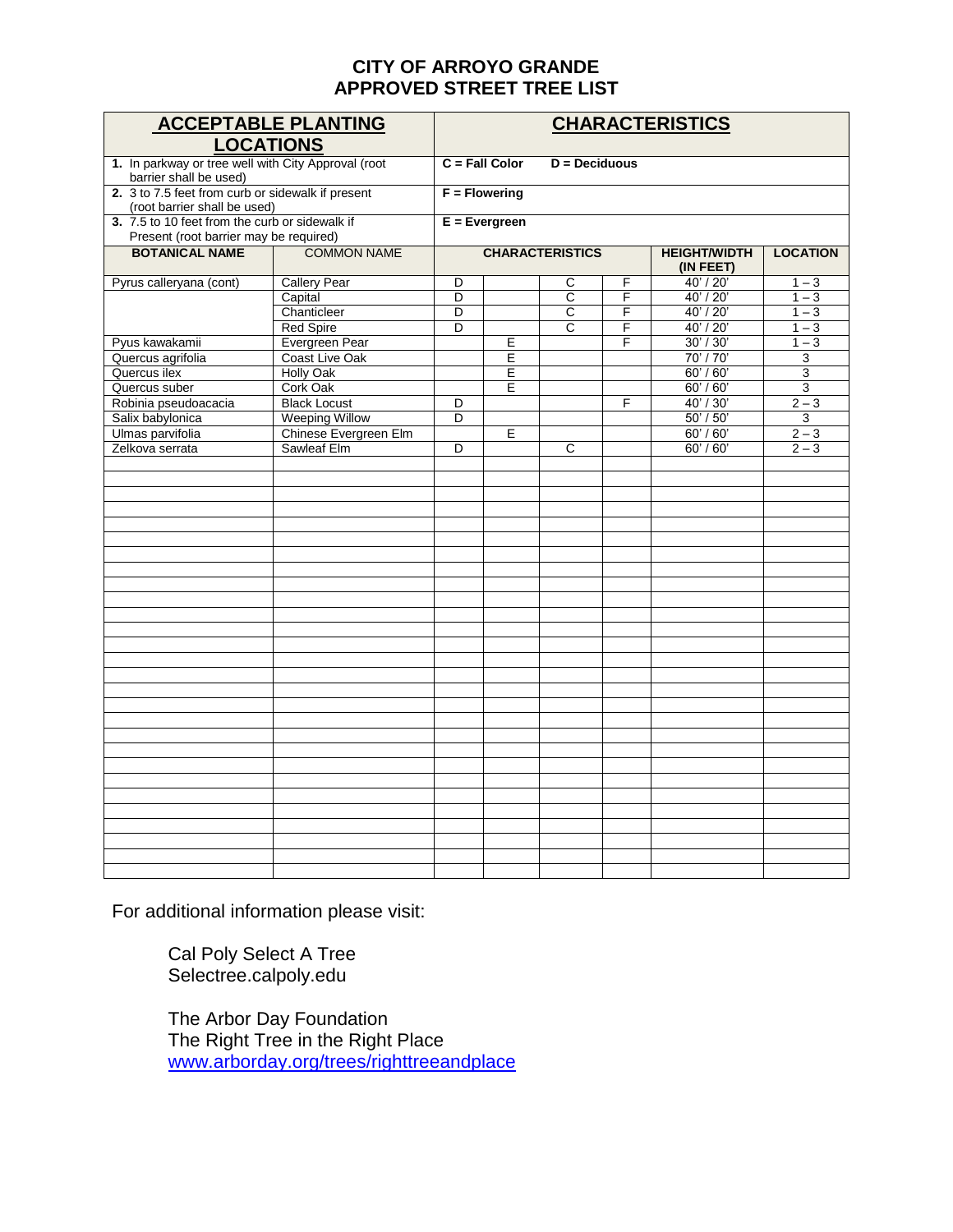# CITY OF ARROYO GRANDE
# APPROVED STREET TREE LIST

| ACCEPTABLE PLANTING LOCATIONS | | CHARACTERISTICS | | | | | |
|---|---|---|---|---|---|---|---|
| **1.** In parkway or tree well with City Approval (root barrier shall be used) | | **C = Fall Color** **D = Deciduous** | | | | | |
| **2.** 3 to 7.5 feet from curb or sidewalk if present (root barrier shall be used) | | **F = Flowering** | | | | | |
| **3.** 7.5 to 10 feet from the curb or sidewalk if Present (root barrier may be required) | | **E = Evergreen** | | | | | |
| **BOTANICAL NAME** | **COMMON NAME** | **CHARACTERISTICS** | | | | **HEIGHT/WIDTH (IN FEET)** | **LOCATION** |
| Pyrus calleryana (cont) | Callery Pear | D | | C | F | 40' / 20' | 1 – 3 |
| | Capital | D | | C | F | 40' / 20' | 1 – 3 |
| | Chanticleer | D | | C | F | 40' / 20' | 1 – 3 |
| | Red Spire | D | | C | F | 40' / 20' | 1 – 3 |
| Pyus kawakamii | Evergreen Pear | | E | | F | 30' / 30' | 1 – 3 |
| Quercus agrifolia | Coast Live Oak | | E | | | 70' / 70' | 3 |
| Quercus ilex | Holly Oak | | E | | | 60' / 60' | 3 |
| Quercus suber | Cork Oak | | E | | | 60' / 60' | 3 |
| Robinia pseudoacacia | Black Locust | D | | | F | 40' / 30' | 2 – 3 |
| Salix babylonica | Weeping Willow | D | | | | 50' / 50' | 3 |
| Ulmas parvifolia | Chinese Evergreen Elm | | E | | | 60' / 60' | 2 – 3 |
| Zelkova serrata | Sawleaf Elm | D | | C | | 60' / 60' | 2 – 3 |

For additional information please visit:

Cal Poly Select A Tree
Selectree.calpoly.edu

The Arbor Day Foundation
The Right Tree in the Right Place
www.arborday.org/trees/righttreeandplace